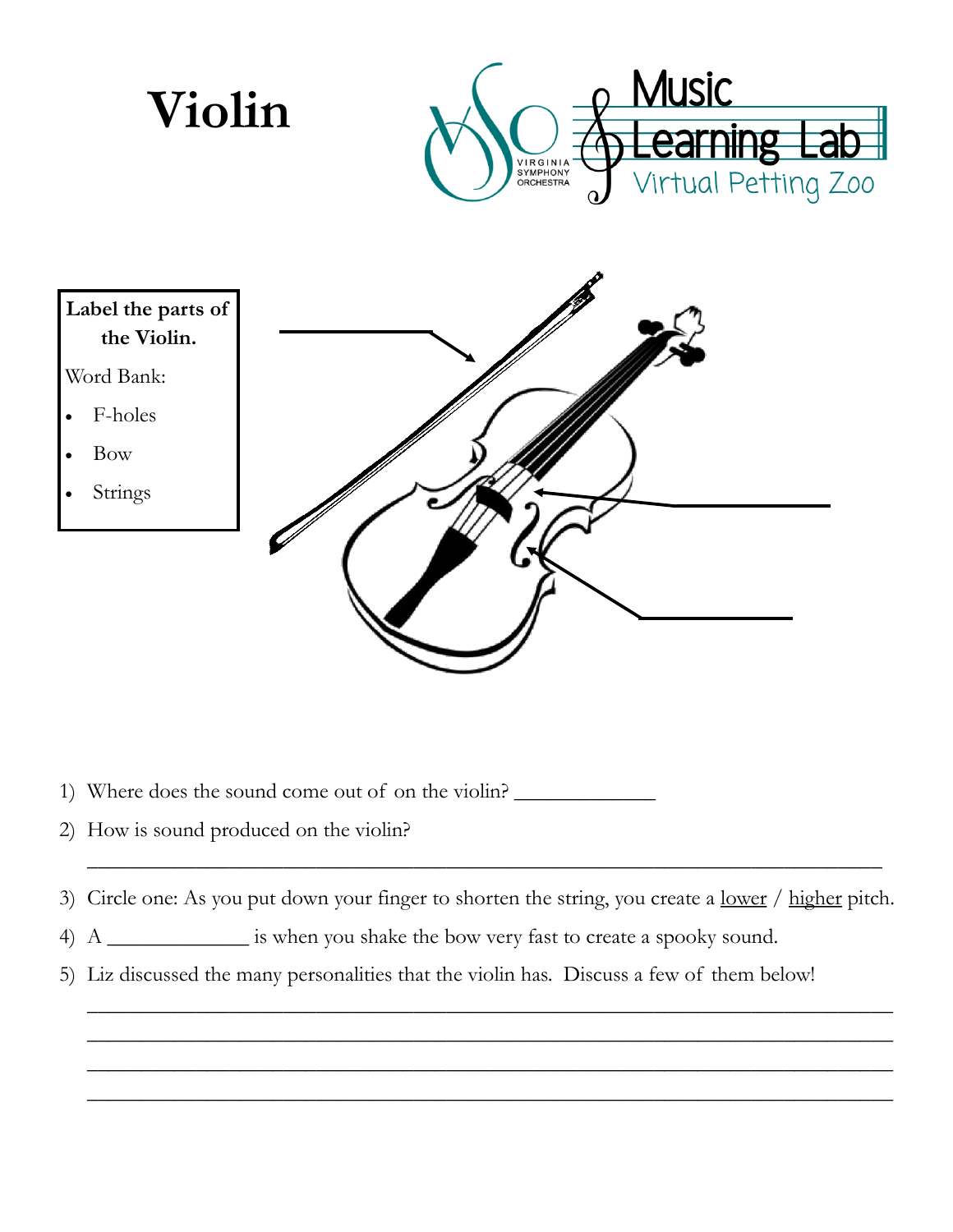# Violin

Music Learning Lab
Virtual Petting Zoo

**Label the parts of the Violin.**

Word Bank:

- F-holes
- Bow
- Strings

______________

______________

______________

1) Where does the sound come out of on the violin? ______________
2) How is sound produced on the violin?

   ______________________________________________________________________________
3) Circle one: As you put down your finger to shorten the string, you create a lower / higher pitch.
4) A ______________ is when you shake the bow very fast to create a spooky sound.
5) Liz discussed the many personalities that the violin has. Discuss a few of them below!

   ______________________________________________________________________________

   ______________________________________________________________________________

   ______________________________________________________________________________

   ______________________________________________________________________________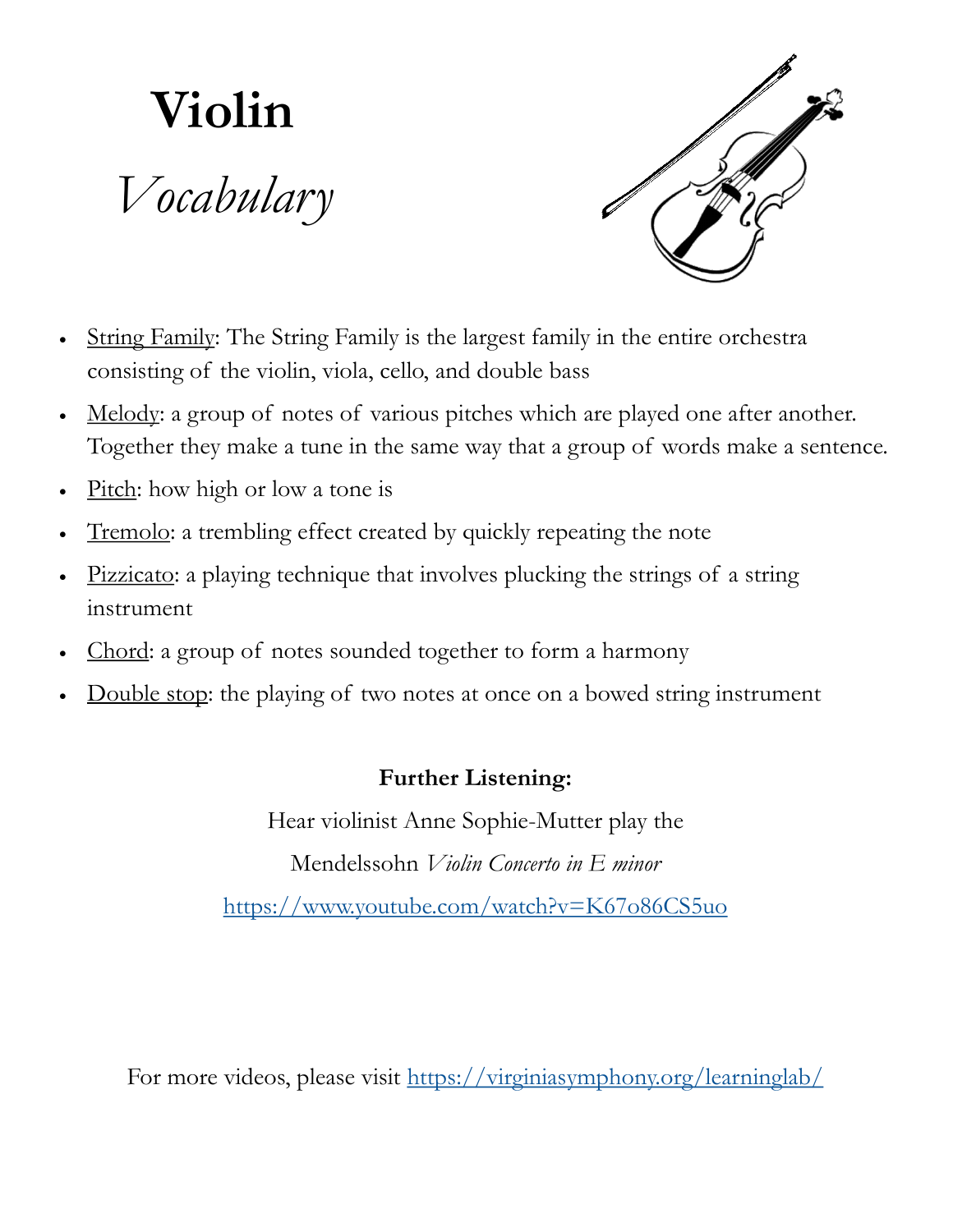# Violin

*Vocabulary*

- String Family: The String Family is the largest family in the entire orchestra consisting of the violin, viola, cello, and double bass
- Melody: a group of notes of various pitches which are played one after another. Together they make a tune in the same way that a group of words make a sentence.
- Pitch: how high or low a tone is
- Tremolo: a trembling effect created by quickly repeating the note
- Pizzicato: a playing technique that involves plucking the strings of a string instrument
- Chord: a group of notes sounded together to form a harmony
- Double stop: the playing of two notes at once on a bowed string instrument

**Further Listening:**

Hear violinist Anne Sophie-Mutter play the

Mendelssohn *Violin Concerto in E minor*

https://www.youtube.com/watch?v=K67o86CS5uo

For more videos, please visit https://virginiasymphony.org/learninglab/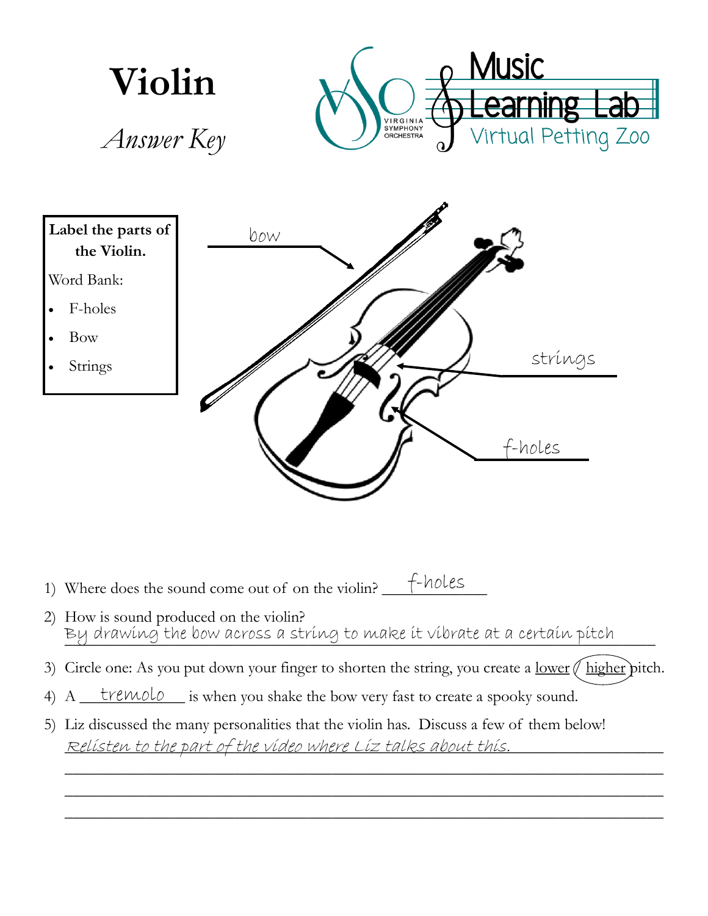# Violin

*Answer Key*

Music Learning Lab
Virtual Petting Zoo

VIRGINIA SYMPHONY ORCHESTRA

**Label the parts of the Violin.**

Word Bank:

- F-holes
- Bow
- Strings

bow

strings

f-holes

1) Where does the sound come out of on the violin? f-holes
2) How is sound produced on the violin?
   By drawing the bow across a string to make it vibrate at a certain pitch
3) Circle one: As you put down your finger to shorten the string, you create a lower / (higher) pitch.
4) A tremolo is when you shake the bow very fast to create a spooky sound.
5) Liz discussed the many personalities that the violin has. Discuss a few of them below!
   Relisten to the part of the video where Liz talks about this.